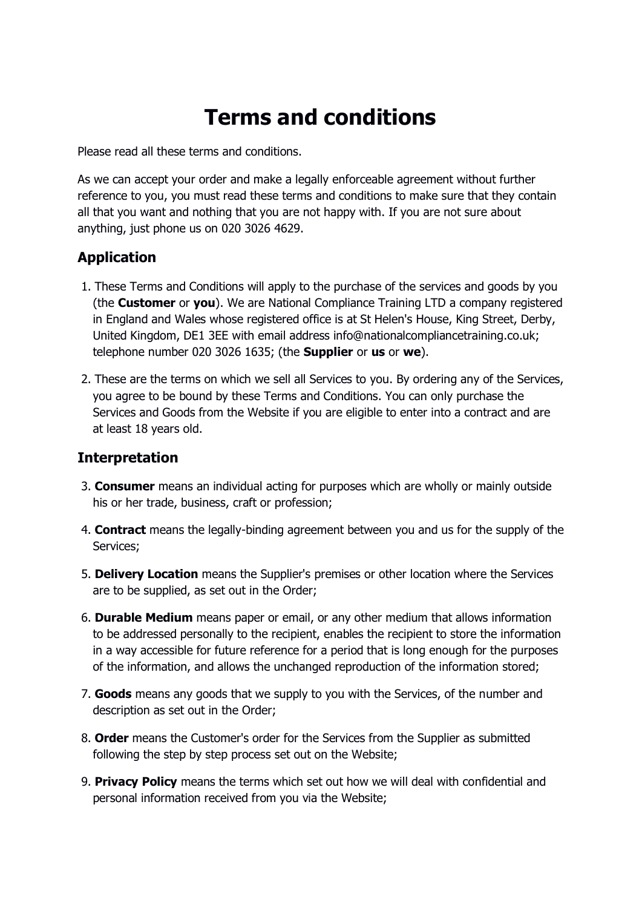# Terms and conditions

Please read all these terms and conditions.

As we can accept your order and make a legally enforceable agreement without further reference to you, you must read these terms and conditions to make sure that they contain all that you want and nothing that you are not happy with. If you are not sure about anything, just phone us on 020 3026 4629.

## Application

1. These Terms and Conditions will apply to the purchase of the services and goods by you (the **Customer** or **you**). We are National Compliance Training LTD a company registered in England and Wales whose registered office is at St Helen's House, King Street, Derby, United Kingdom, DE1 3EE with email address info@nationalcompliancetraining.co.uk; telephone number 020 3026 1635; (the **Supplier** or **us** or **we**).

2. These are the terms on which we sell all Services to you. By ordering any of the Services, you agree to be bound by these Terms and Conditions. You can only purchase the Services and Goods from the Website if you are eligible to enter into a contract and are at least 18 years old.

## Interpretation

3. **Consumer** means an individual acting for purposes which are wholly or mainly outside his or her trade, business, craft or profession;

4. **Contract** means the legally-binding agreement between you and us for the supply of the Services;

5. **Delivery Location** means the Supplier's premises or other location where the Services are to be supplied, as set out in the Order;

6. **Durable Medium** means paper or email, or any other medium that allows information to be addressed personally to the recipient, enables the recipient to store the information in a way accessible for future reference for a period that is long enough for the purposes of the information, and allows the unchanged reproduction of the information stored;

7. **Goods** means any goods that we supply to you with the Services, of the number and description as set out in the Order;

8. **Order** means the Customer's order for the Services from the Supplier as submitted following the step by step process set out on the Website;

9. **Privacy Policy** means the terms which set out how we will deal with confidential and personal information received from you via the Website;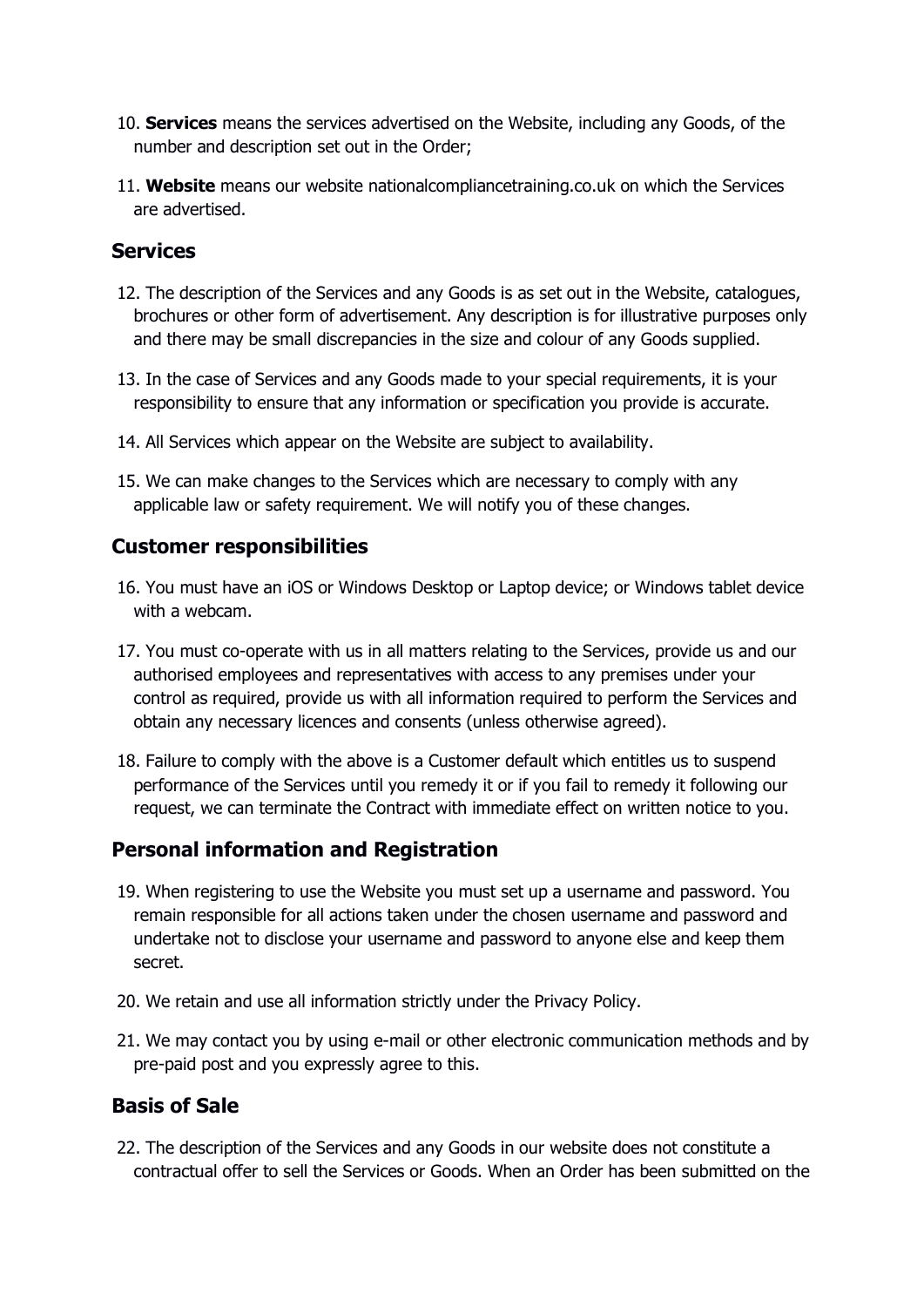10. **Services** means the services advertised on the Website, including any Goods, of the number and description set out in the Order;

11. **Website** means our website nationalcompliancetraining.co.uk on which the Services are advertised.

## Services

12. The description of the Services and any Goods is as set out in the Website, catalogues, brochures or other form of advertisement. Any description is for illustrative purposes only and there may be small discrepancies in the size and colour of any Goods supplied.

13. In the case of Services and any Goods made to your special requirements, it is your responsibility to ensure that any information or specification you provide is accurate.

14. All Services which appear on the Website are subject to availability.

15. We can make changes to the Services which are necessary to comply with any applicable law or safety requirement. We will notify you of these changes.

## Customer responsibilities

16. You must have an iOS or Windows Desktop or Laptop device; or Windows tablet device with a webcam.

17. You must co-operate with us in all matters relating to the Services, provide us and our authorised employees and representatives with access to any premises under your control as required, provide us with all information required to perform the Services and obtain any necessary licences and consents (unless otherwise agreed).

18. Failure to comply with the above is a Customer default which entitles us to suspend performance of the Services until you remedy it or if you fail to remedy it following our request, we can terminate the Contract with immediate effect on written notice to you.

## Personal information and Registration

19. When registering to use the Website you must set up a username and password. You remain responsible for all actions taken under the chosen username and password and undertake not to disclose your username and password to anyone else and keep them secret.

20. We retain and use all information strictly under the Privacy Policy.

21. We may contact you by using e-mail or other electronic communication methods and by pre-paid post and you expressly agree to this.

## Basis of Sale

22. The description of the Services and any Goods in our website does not constitute a contractual offer to sell the Services or Goods. When an Order has been submitted on the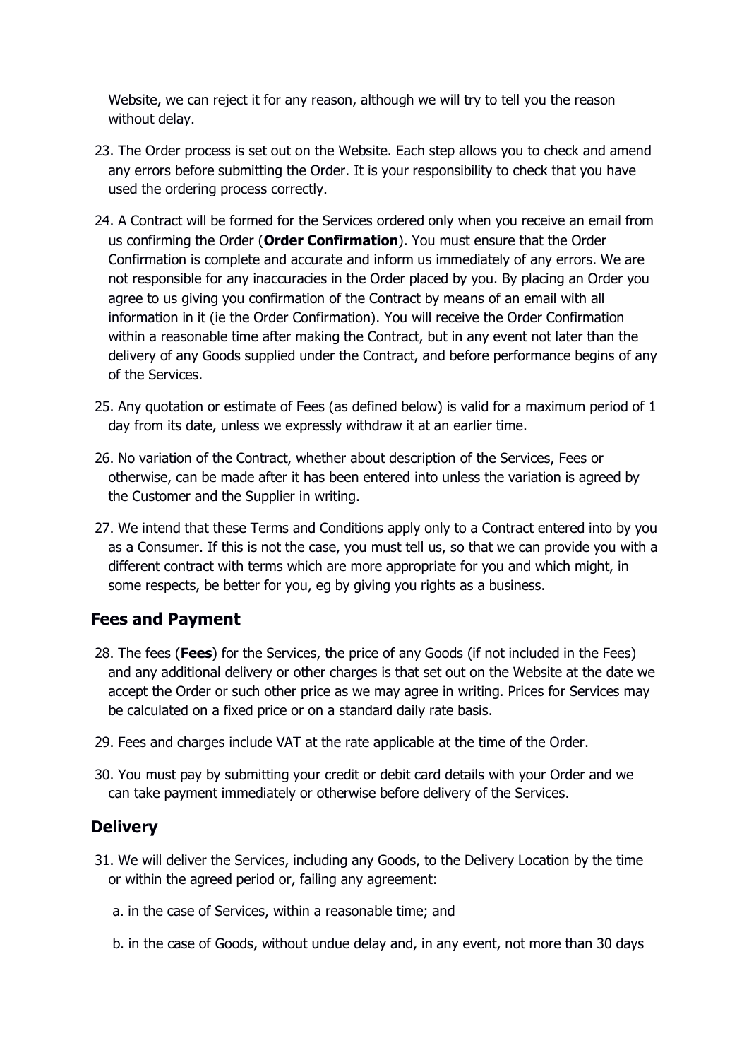Website, we can reject it for any reason, although we will try to tell you the reason without delay.

23. The Order process is set out on the Website. Each step allows you to check and amend any errors before submitting the Order. It is your responsibility to check that you have used the ordering process correctly.

24. A Contract will be formed for the Services ordered only when you receive an email from us confirming the Order (**Order Confirmation**). You must ensure that the Order Confirmation is complete and accurate and inform us immediately of any errors. We are not responsible for any inaccuracies in the Order placed by you. By placing an Order you agree to us giving you confirmation of the Contract by means of an email with all information in it (ie the Order Confirmation). You will receive the Order Confirmation within a reasonable time after making the Contract, but in any event not later than the delivery of any Goods supplied under the Contract, and before performance begins of any of the Services.

25. Any quotation or estimate of Fees (as defined below) is valid for a maximum period of 1 day from its date, unless we expressly withdraw it at an earlier time.

26. No variation of the Contract, whether about description of the Services, Fees or otherwise, can be made after it has been entered into unless the variation is agreed by the Customer and the Supplier in writing.

27. We intend that these Terms and Conditions apply only to a Contract entered into by you as a Consumer. If this is not the case, you must tell us, so that we can provide you with a different contract with terms which are more appropriate for you and which might, in some respects, be better for you, eg by giving you rights as a business.

## Fees and Payment

28. The fees (**Fees**) for the Services, the price of any Goods (if not included in the Fees) and any additional delivery or other charges is that set out on the Website at the date we accept the Order or such other price as we may agree in writing. Prices for Services may be calculated on a fixed price or on a standard daily rate basis.

29. Fees and charges include VAT at the rate applicable at the time of the Order.

30. You must pay by submitting your credit or debit card details with your Order and we can take payment immediately or otherwise before delivery of the Services.

## Delivery

31. We will deliver the Services, including any Goods, to the Delivery Location by the time or within the agreed period or, failing any agreement:

    a. in the case of Services, within a reasonable time; and

    b. in the case of Goods, without undue delay and, in any event, not more than 30 days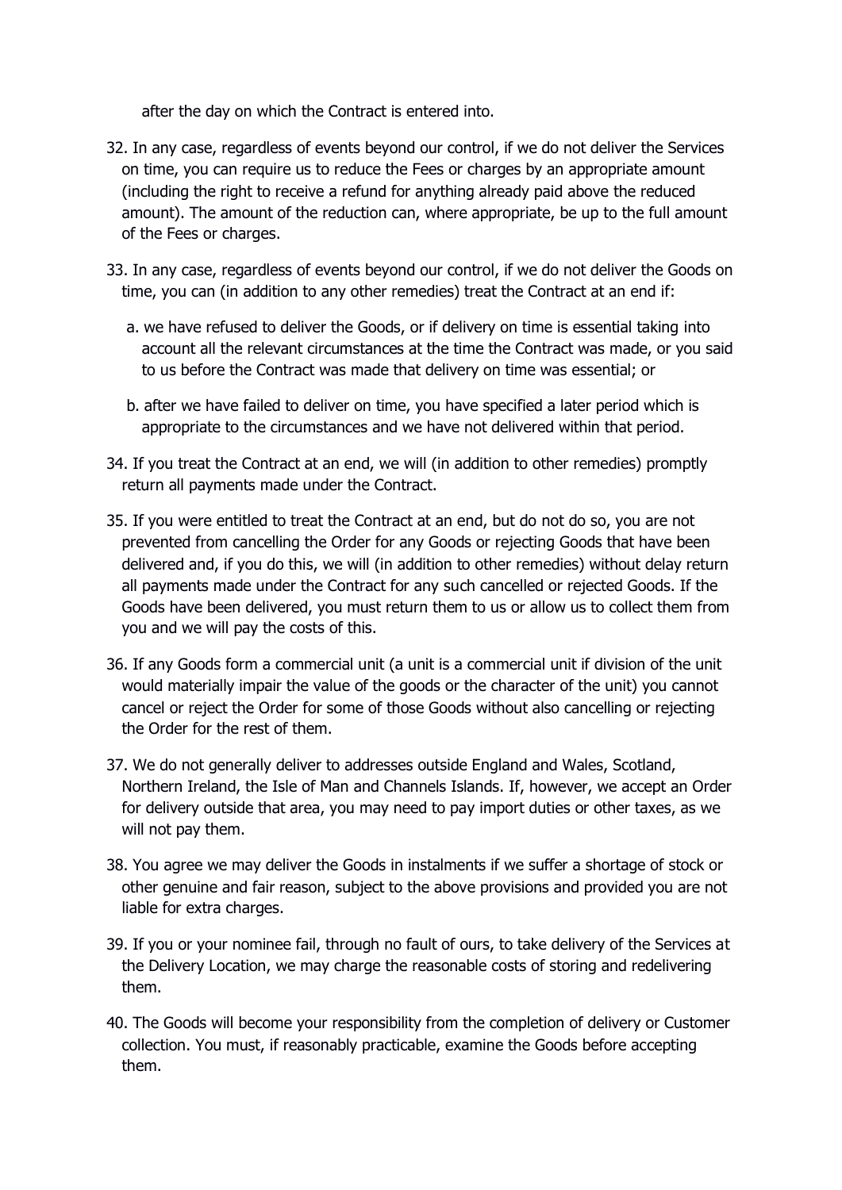after the day on which the Contract is entered into.

32. In any case, regardless of events beyond our control, if we do not deliver the Services on time, you can require us to reduce the Fees or charges by an appropriate amount (including the right to receive a refund for anything already paid above the reduced amount). The amount of the reduction can, where appropriate, be up to the full amount of the Fees or charges.

33. In any case, regardless of events beyond our control, if we do not deliver the Goods on time, you can (in addition to any other remedies) treat the Contract at an end if:

    a. we have refused to deliver the Goods, or if delivery on time is essential taking into account all the relevant circumstances at the time the Contract was made, or you said to us before the Contract was made that delivery on time was essential; or

    b. after we have failed to deliver on time, you have specified a later period which is appropriate to the circumstances and we have not delivered within that period.

34. If you treat the Contract at an end, we will (in addition to other remedies) promptly return all payments made under the Contract.

35. If you were entitled to treat the Contract at an end, but do not do so, you are not prevented from cancelling the Order for any Goods or rejecting Goods that have been delivered and, if you do this, we will (in addition to other remedies) without delay return all payments made under the Contract for any such cancelled or rejected Goods. If the Goods have been delivered, you must return them to us or allow us to collect them from you and we will pay the costs of this.

36. If any Goods form a commercial unit (a unit is a commercial unit if division of the unit would materially impair the value of the goods or the character of the unit) you cannot cancel or reject the Order for some of those Goods without also cancelling or rejecting the Order for the rest of them.

37. We do not generally deliver to addresses outside England and Wales, Scotland, Northern Ireland, the Isle of Man and Channels Islands. If, however, we accept an Order for delivery outside that area, you may need to pay import duties or other taxes, as we will not pay them.

38. You agree we may deliver the Goods in instalments if we suffer a shortage of stock or other genuine and fair reason, subject to the above provisions and provided you are not liable for extra charges.

39. If you or your nominee fail, through no fault of ours, to take delivery of the Services at the Delivery Location, we may charge the reasonable costs of storing and redelivering them.

40. The Goods will become your responsibility from the completion of delivery or Customer collection. You must, if reasonably practicable, examine the Goods before accepting them.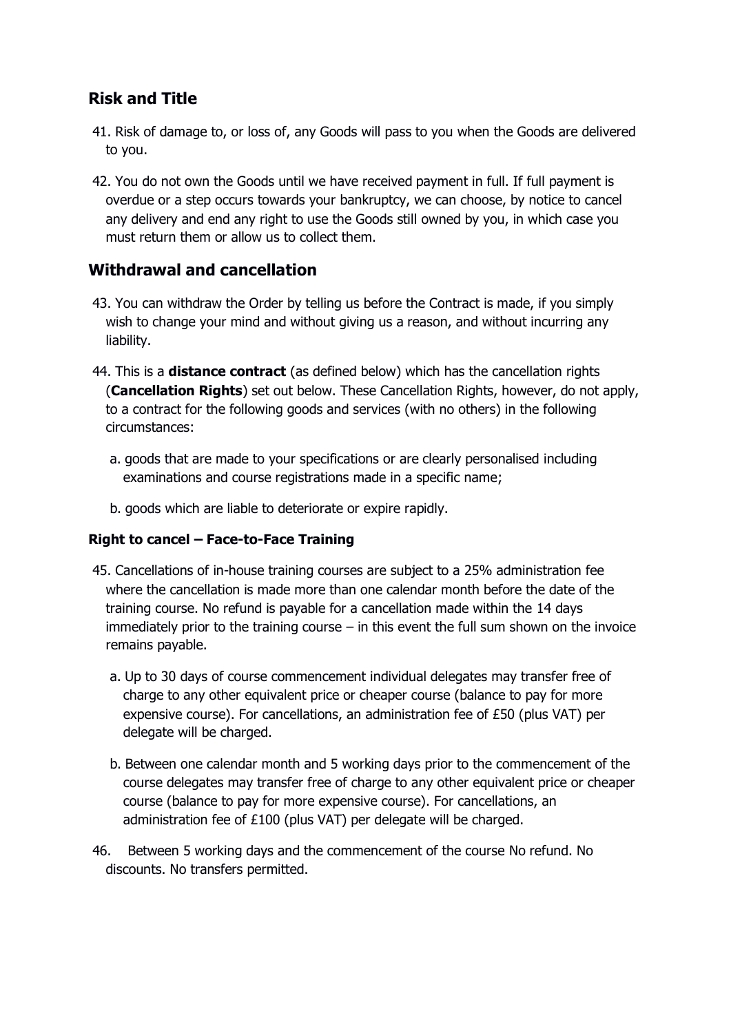## Risk and Title

41. Risk of damage to, or loss of, any Goods will pass to you when the Goods are delivered to you.

42. You do not own the Goods until we have received payment in full. If full payment is overdue or a step occurs towards your bankruptcy, we can choose, by notice to cancel any delivery and end any right to use the Goods still owned by you, in which case you must return them or allow us to collect them.

## Withdrawal and cancellation

43. You can withdraw the Order by telling us before the Contract is made, if you simply wish to change your mind and without giving us a reason, and without incurring any liability.

44. This is a **distance contract** (as defined below) which has the cancellation rights (**Cancellation Rights**) set out below. These Cancellation Rights, however, do not apply, to a contract for the following goods and services (with no others) in the following circumstances:

    a. goods that are made to your specifications or are clearly personalised including examinations and course registrations made in a specific name;

    b. goods which are liable to deteriorate or expire rapidly.

### Right to cancel – Face-to-Face Training

45. Cancellations of in-house training courses are subject to a 25% administration fee where the cancellation is made more than one calendar month before the date of the training course. No refund is payable for a cancellation made within the 14 days immediately prior to the training course – in this event the full sum shown on the invoice remains payable.

    a. Up to 30 days of course commencement individual delegates may transfer free of charge to any other equivalent price or cheaper course (balance to pay for more expensive course). For cancellations, an administration fee of £50 (plus VAT) per delegate will be charged.

    b. Between one calendar month and 5 working days prior to the commencement of the course delegates may transfer free of charge to any other equivalent price or cheaper course (balance to pay for more expensive course). For cancellations, an administration fee of £100 (plus VAT) per delegate will be charged.

46. Between 5 working days and the commencement of the course No refund. No discounts. No transfers permitted.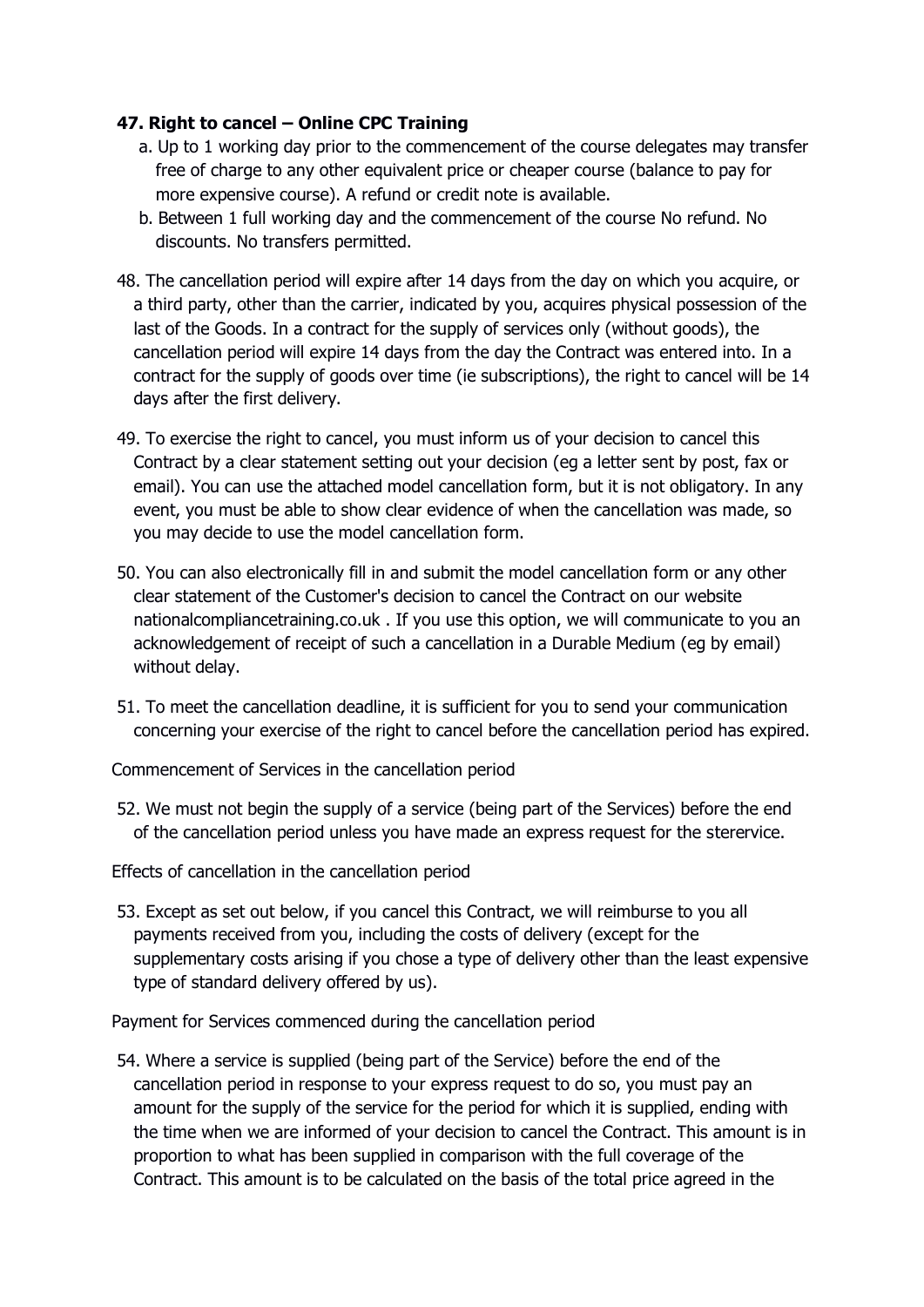**47. Right to cancel – Online CPC Training**

a. Up to 1 working day prior to the commencement of the course delegates may transfer free of charge to any other equivalent price or cheaper course (balance to pay for more expensive course). A refund or credit note is available.

b. Between 1 full working day and the commencement of the course No refund. No discounts. No transfers permitted.

48. The cancellation period will expire after 14 days from the day on which you acquire, or a third party, other than the carrier, indicated by you, acquires physical possession of the last of the Goods. In a contract for the supply of services only (without goods), the cancellation period will expire 14 days from the day the Contract was entered into. In a contract for the supply of goods over time (ie subscriptions), the right to cancel will be 14 days after the first delivery.

49. To exercise the right to cancel, you must inform us of your decision to cancel this Contract by a clear statement setting out your decision (eg a letter sent by post, fax or email). You can use the attached model cancellation form, but it is not obligatory. In any event, you must be able to show clear evidence of when the cancellation was made, so you may decide to use the model cancellation form.

50. You can also electronically fill in and submit the model cancellation form or any other clear statement of the Customer's decision to cancel the Contract on our website nationalcompliancetraining.co.uk . If you use this option, we will communicate to you an acknowledgement of receipt of such a cancellation in a Durable Medium (eg by email) without delay.

51. To meet the cancellation deadline, it is sufficient for you to send your communication concerning your exercise of the right to cancel before the cancellation period has expired.

Commencement of Services in the cancellation period

52. We must not begin the supply of a service (being part of the Services) before the end of the cancellation period unless you have made an express request for the sterervice.

Effects of cancellation in the cancellation period

53. Except as set out below, if you cancel this Contract, we will reimburse to you all payments received from you, including the costs of delivery (except for the supplementary costs arising if you chose a type of delivery other than the least expensive type of standard delivery offered by us).

Payment for Services commenced during the cancellation period

54. Where a service is supplied (being part of the Service) before the end of the cancellation period in response to your express request to do so, you must pay an amount for the supply of the service for the period for which it is supplied, ending with the time when we are informed of your decision to cancel the Contract. This amount is in proportion to what has been supplied in comparison with the full coverage of the Contract. This amount is to be calculated on the basis of the total price agreed in the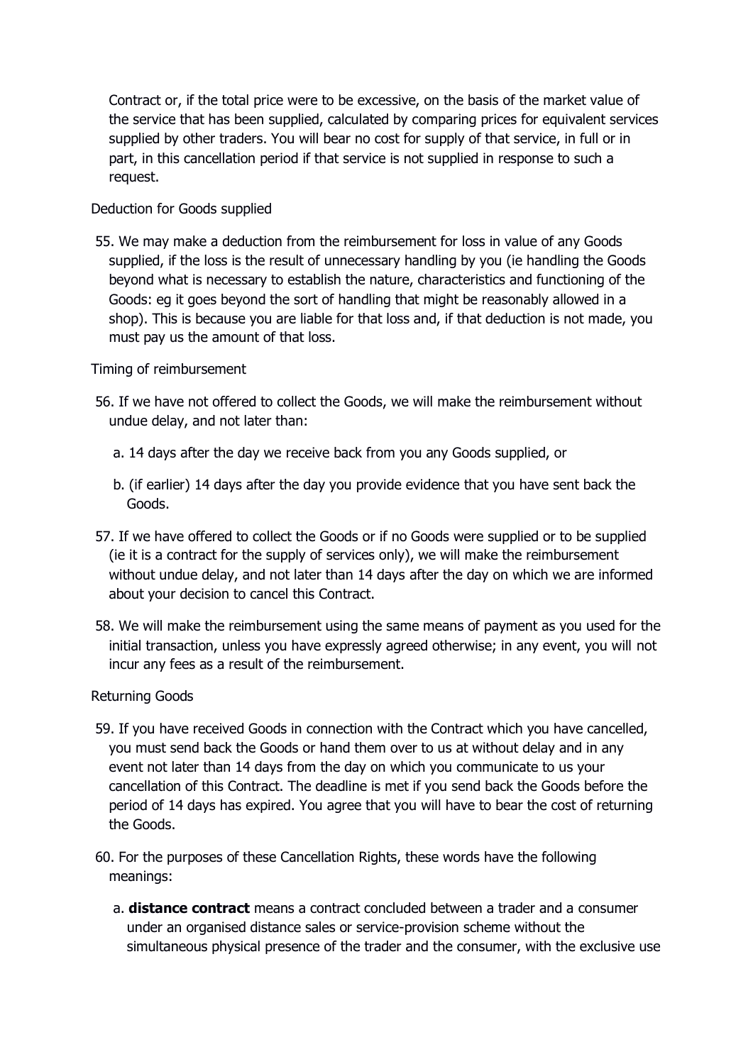Contract or, if the total price were to be excessive, on the basis of the market value of the service that has been supplied, calculated by comparing prices for equivalent services supplied by other traders. You will bear no cost for supply of that service, in full or in part, in this cancellation period if that service is not supplied in response to such a request.

Deduction for Goods supplied

55. We may make a deduction from the reimbursement for loss in value of any Goods supplied, if the loss is the result of unnecessary handling by you (ie handling the Goods beyond what is necessary to establish the nature, characteristics and functioning of the Goods: eg it goes beyond the sort of handling that might be reasonably allowed in a shop). This is because you are liable for that loss and, if that deduction is not made, you must pay us the amount of that loss.

Timing of reimbursement

56. If we have not offered to collect the Goods, we will make the reimbursement without undue delay, and not later than:

    a. 14 days after the day we receive back from you any Goods supplied, or

    b. (if earlier) 14 days after the day you provide evidence that you have sent back the Goods.

57. If we have offered to collect the Goods or if no Goods were supplied or to be supplied (ie it is a contract for the supply of services only), we will make the reimbursement without undue delay, and not later than 14 days after the day on which we are informed about your decision to cancel this Contract.

58. We will make the reimbursement using the same means of payment as you used for the initial transaction, unless you have expressly agreed otherwise; in any event, you will not incur any fees as a result of the reimbursement.

Returning Goods

59. If you have received Goods in connection with the Contract which you have cancelled, you must send back the Goods or hand them over to us at without delay and in any event not later than 14 days from the day on which you communicate to us your cancellation of this Contract. The deadline is met if you send back the Goods before the period of 14 days has expired. You agree that you will have to bear the cost of returning the Goods.

60. For the purposes of these Cancellation Rights, these words have the following meanings:

    a. **distance contract** means a contract concluded between a trader and a consumer under an organised distance sales or service-provision scheme without the simultaneous physical presence of the trader and the consumer, with the exclusive use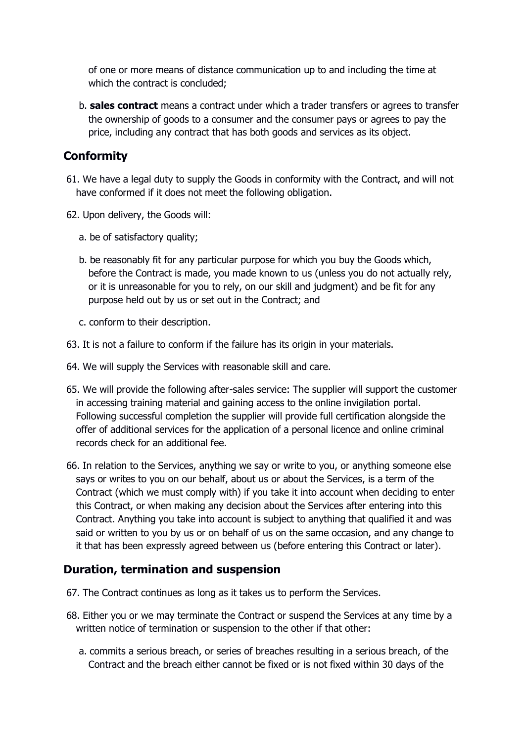of one or more means of distance communication up to and including the time at which the contract is concluded;

b. **sales contract** means a contract under which a trader transfers or agrees to transfer the ownership of goods to a consumer and the consumer pays or agrees to pay the price, including any contract that has both goods and services as its object.

## Conformity

61. We have a legal duty to supply the Goods in conformity with the Contract, and will not have conformed if it does not meet the following obligation.

62. Upon delivery, the Goods will:

   a. be of satisfactory quality;

   b. be reasonably fit for any particular purpose for which you buy the Goods which, before the Contract is made, you made known to us (unless you do not actually rely, or it is unreasonable for you to rely, on our skill and judgment) and be fit for any purpose held out by us or set out in the Contract; and

   c. conform to their description.

63. It is not a failure to conform if the failure has its origin in your materials.

64. We will supply the Services with reasonable skill and care.

65. We will provide the following after-sales service: The supplier will support the customer in accessing training material and gaining access to the online invigilation portal. Following successful completion the supplier will provide full certification alongside the offer of additional services for the application of a personal licence and online criminal records check for an additional fee.

66. In relation to the Services, anything we say or write to you, or anything someone else says or writes to you on our behalf, about us or about the Services, is a term of the Contract (which we must comply with) if you take it into account when deciding to enter this Contract, or when making any decision about the Services after entering into this Contract. Anything you take into account is subject to anything that qualified it and was said or written to you by us or on behalf of us on the same occasion, and any change to it that has been expressly agreed between us (before entering this Contract or later).

## Duration, termination and suspension

67. The Contract continues as long as it takes us to perform the Services.

68. Either you or we may terminate the Contract or suspend the Services at any time by a written notice of termination or suspension to the other if that other:

   a. commits a serious breach, or series of breaches resulting in a serious breach, of the Contract and the breach either cannot be fixed or is not fixed within 30 days of the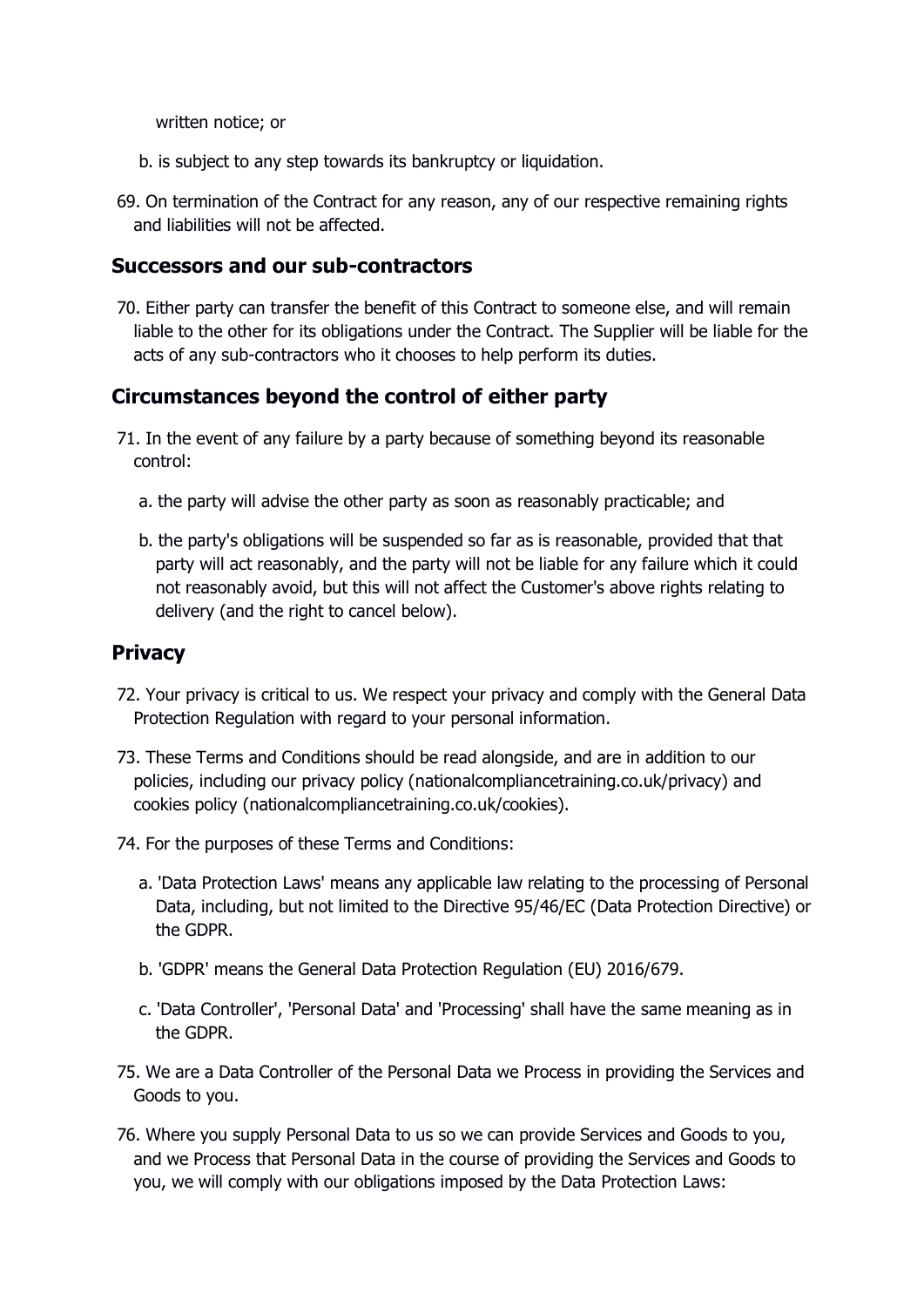written notice; or

b. is subject to any step towards its bankruptcy or liquidation.

69. On termination of the Contract for any reason, any of our respective remaining rights and liabilities will not be affected.

## Successors and our sub-contractors

70. Either party can transfer the benefit of this Contract to someone else, and will remain liable to the other for its obligations under the Contract. The Supplier will be liable for the acts of any sub-contractors who it chooses to help perform its duties.

## Circumstances beyond the control of either party

71. In the event of any failure by a party because of something beyond its reasonable control:

   a. the party will advise the other party as soon as reasonably practicable; and

   b. the party's obligations will be suspended so far as is reasonable, provided that that party will act reasonably, and the party will not be liable for any failure which it could not reasonably avoid, but this will not affect the Customer's above rights relating to delivery (and the right to cancel below).

## Privacy

72. Your privacy is critical to us. We respect your privacy and comply with the General Data Protection Regulation with regard to your personal information.

73. These Terms and Conditions should be read alongside, and are in addition to our policies, including our privacy policy (nationalcompliancetraining.co.uk/privacy) and cookies policy (nationalcompliancetraining.co.uk/cookies).

74. For the purposes of these Terms and Conditions:

   a. 'Data Protection Laws' means any applicable law relating to the processing of Personal Data, including, but not limited to the Directive 95/46/EC (Data Protection Directive) or the GDPR.

   b. 'GDPR' means the General Data Protection Regulation (EU) 2016/679.

   c. 'Data Controller', 'Personal Data' and 'Processing' shall have the same meaning as in the GDPR.

75. We are a Data Controller of the Personal Data we Process in providing the Services and Goods to you.

76. Where you supply Personal Data to us so we can provide Services and Goods to you, and we Process that Personal Data in the course of providing the Services and Goods to you, we will comply with our obligations imposed by the Data Protection Laws: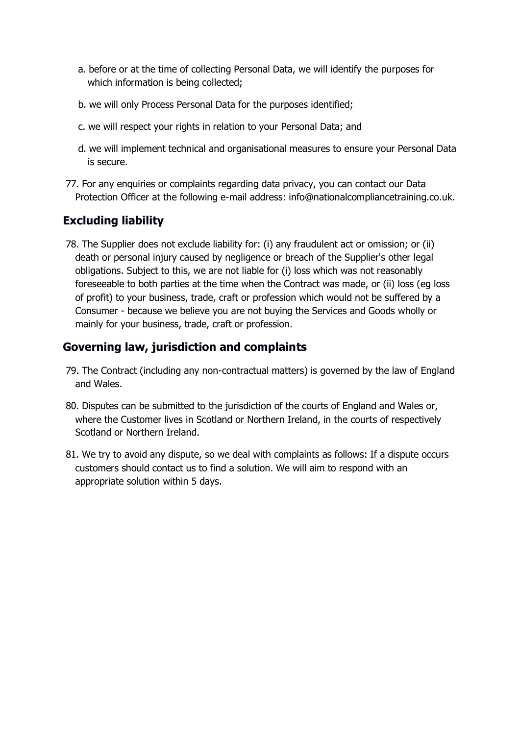a. before or at the time of collecting Personal Data, we will identify the purposes for which information is being collected;

b. we will only Process Personal Data for the purposes identified;

c. we will respect your rights in relation to your Personal Data; and

d. we will implement technical and organisational measures to ensure your Personal Data is secure.

77. For any enquiries or complaints regarding data privacy, you can contact our Data Protection Officer at the following e-mail address: info@nationalcompliancetraining.co.uk.

## Excluding liability

78. The Supplier does not exclude liability for: (i) any fraudulent act or omission; or (ii) death or personal injury caused by negligence or breach of the Supplier's other legal obligations. Subject to this, we are not liable for (i) loss which was not reasonably foreseeable to both parties at the time when the Contract was made, or (ii) loss (eg loss of profit) to your business, trade, craft or profession which would not be suffered by a Consumer - because we believe you are not buying the Services and Goods wholly or mainly for your business, trade, craft or profession.

## Governing law, jurisdiction and complaints

79. The Contract (including any non-contractual matters) is governed by the law of England and Wales.

80. Disputes can be submitted to the jurisdiction of the courts of England and Wales or, where the Customer lives in Scotland or Northern Ireland, in the courts of respectively Scotland or Northern Ireland.

81. We try to avoid any dispute, so we deal with complaints as follows: If a dispute occurs customers should contact us to find a solution. We will aim to respond with an appropriate solution within 5 days.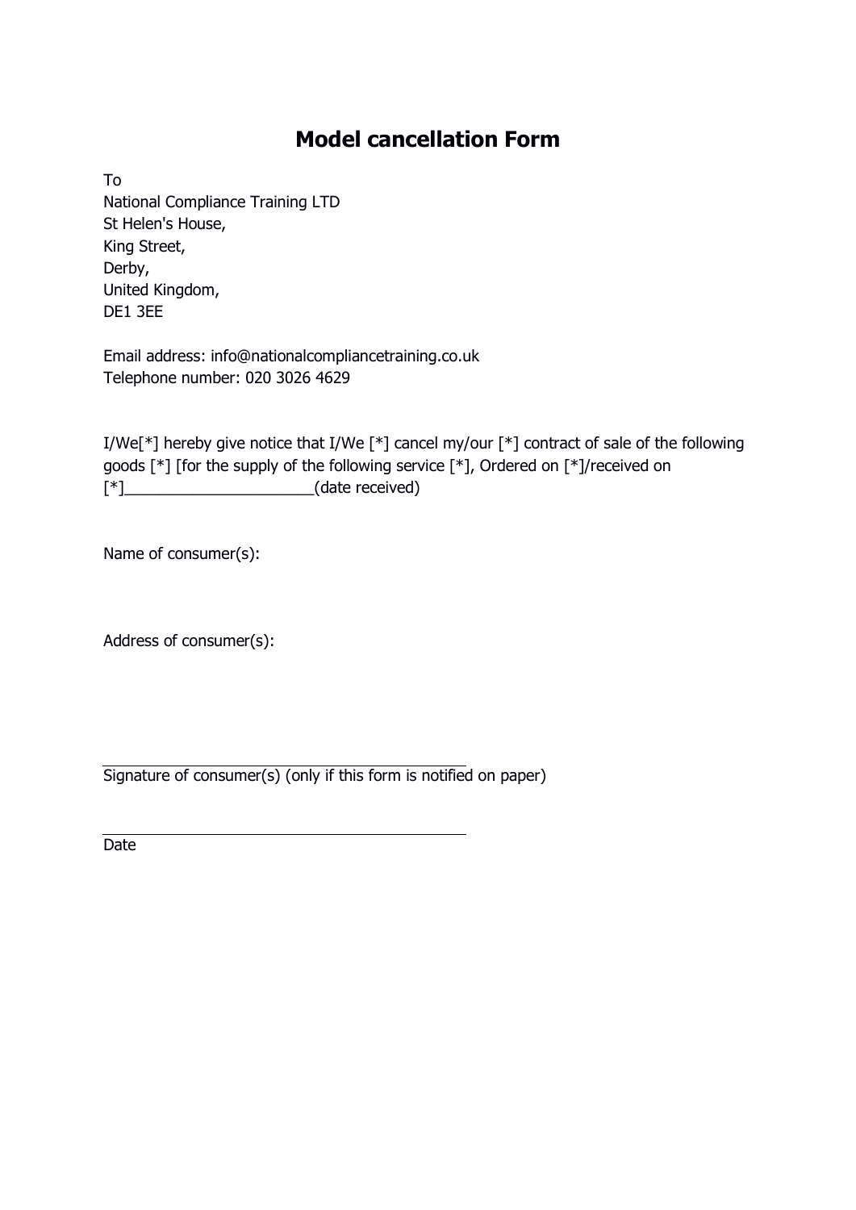# Model cancellation Form

To
National Compliance Training LTD
St Helen's House,
King Street,
Derby,
United Kingdom,
DE1 3EE

Email address: info@nationalcompliancetraining.co.uk
Telephone number: 020 3026 4629

I/We[*] hereby give notice that I/We [*] cancel my/our [*] contract of sale of the following goods [*] [for the supply of the following service [*], Ordered on [*]/received on [*]______________________(date received)

Name of consumer(s):

Address of consumer(s):

_____________________________________________
Signature of consumer(s) (only if this form is notified on paper)

_____________________________________________
Date